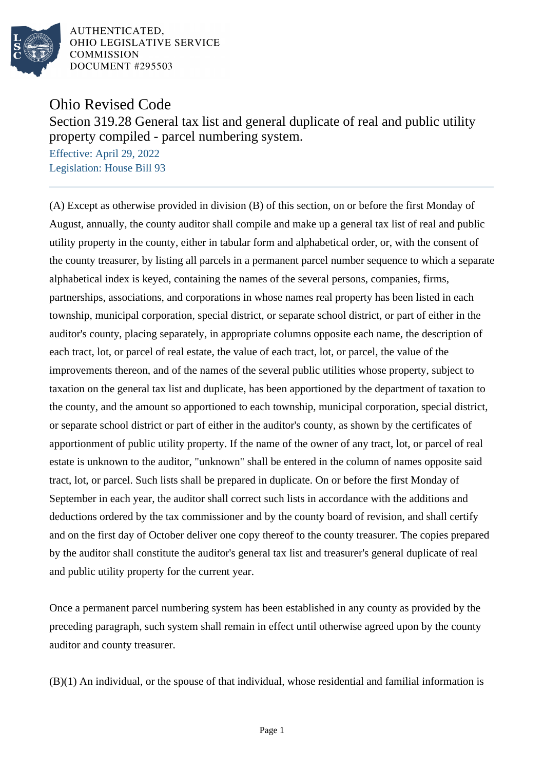AUTHENTICATED,
OHIO LEGISLATIVE SERVICE
COMMISSION
DOCUMENT #295503

# Ohio Revised Code

## Section 319.28 General tax list and general duplicate of real and public utility property compiled - parcel numbering system.

Effective: April 29, 2022
Legislation: House Bill 93

(A) Except as otherwise provided in division (B) of this section, on or before the first Monday of August, annually, the county auditor shall compile and make up a general tax list of real and public utility property in the county, either in tabular form and alphabetical order, or, with the consent of the county treasurer, by listing all parcels in a permanent parcel number sequence to which a separate alphabetical index is keyed, containing the names of the several persons, companies, firms, partnerships, associations, and corporations in whose names real property has been listed in each township, municipal corporation, special district, or separate school district, or part of either in the auditor's county, placing separately, in appropriate columns opposite each name, the description of each tract, lot, or parcel of real estate, the value of each tract, lot, or parcel, the value of the improvements thereon, and of the names of the several public utilities whose property, subject to taxation on the general tax list and duplicate, has been apportioned by the department of taxation to the county, and the amount so apportioned to each township, municipal corporation, special district, or separate school district or part of either in the auditor's county, as shown by the certificates of apportionment of public utility property. If the name of the owner of any tract, lot, or parcel of real estate is unknown to the auditor, "unknown" shall be entered in the column of names opposite said tract, lot, or parcel. Such lists shall be prepared in duplicate. On or before the first Monday of September in each year, the auditor shall correct such lists in accordance with the additions and deductions ordered by the tax commissioner and by the county board of revision, and shall certify and on the first day of October deliver one copy thereof to the county treasurer. The copies prepared by the auditor shall constitute the auditor's general tax list and treasurer's general duplicate of real and public utility property for the current year.

Once a permanent parcel numbering system has been established in any county as provided by the preceding paragraph, such system shall remain in effect until otherwise agreed upon by the county auditor and county treasurer.

(B)(1) An individual, or the spouse of that individual, whose residential and familial information is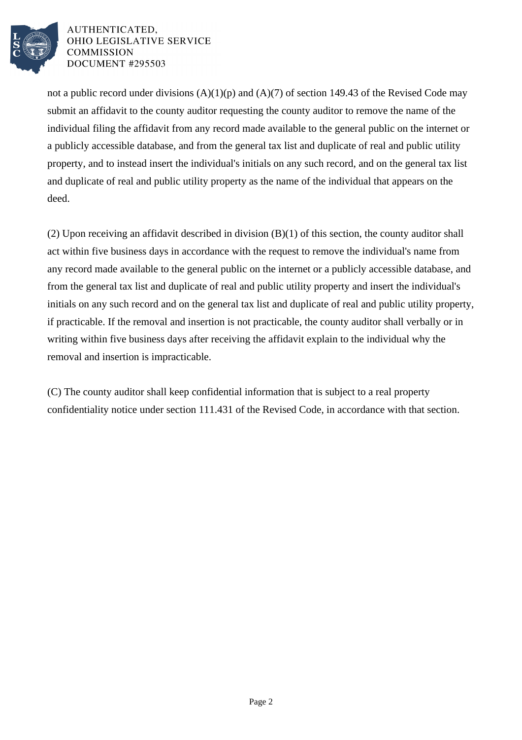not a public record under divisions (A)(1)(p) and (A)(7) of section 149.43 of the Revised Code may submit an affidavit to the county auditor requesting the county auditor to remove the name of the individual filing the affidavit from any record made available to the general public on the internet or a publicly accessible database, and from the general tax list and duplicate of real and public utility property, and to instead insert the individual's initials on any such record, and on the general tax list and duplicate of real and public utility property as the name of the individual that appears on the deed.

(2) Upon receiving an affidavit described in division (B)(1) of this section, the county auditor shall act within five business days in accordance with the request to remove the individual's name from any record made available to the general public on the internet or a publicly accessible database, and from the general tax list and duplicate of real and public utility property and insert the individual's initials on any such record and on the general tax list and duplicate of real and public utility property, if practicable. If the removal and insertion is not practicable, the county auditor shall verbally or in writing within five business days after receiving the affidavit explain to the individual why the removal and insertion is impracticable.

(C) The county auditor shall keep confidential information that is subject to a real property confidentiality notice under section 111.431 of the Revised Code, in accordance with that section.